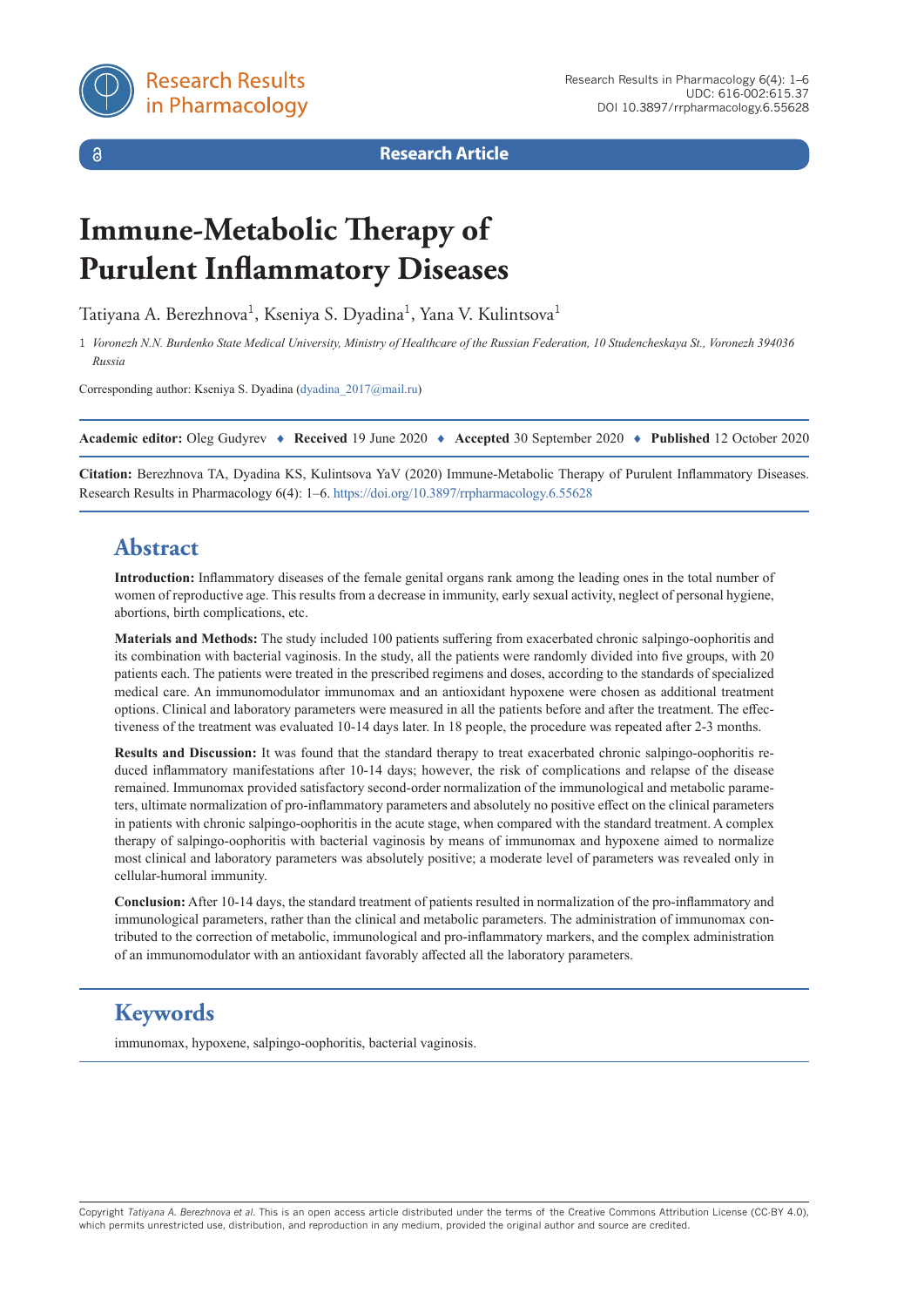**Research Article**

# Immune-Metabolic Therapy of Purulent Inflammatory Diseases

Tatiyana A. Berezhnova[1], Kseniya S. Dyadina[1], Yana V. Kulintsova[1]

1 *Voronezh N.N. Burdenko State Medical University, Ministry of Healthcare of the Russian Federation, 10 Studencheskaya St., Voronezh 394036 Russia*

Corresponding author: Kseniya S. Dyadina (dyadina_2017@mail.ru)

**Academic editor:** Oleg Gudyrev ♦ **Received** 19 June 2020 ♦ **Accepted** 30 September 2020 ♦ **Published** 12 October 2020

**Citation:** Berezhnova TA, Dyadina KS, Kulintsova YaV (2020) Immune-Metabolic Therapy of Purulent Inflammatory Diseases. Research Results in Pharmacology 6(4): 1–6. https://doi.org/10.3897/rrpharmacology.6.55628

## Abstract

**Introduction:** Inflammatory diseases of the female genital organs rank among the leading ones in the total number of women of reproductive age. This results from a decrease in immunity, early sexual activity, neglect of personal hygiene, abortions, birth complications, etc.

**Materials and Methods:** The study included 100 patients suffering from exacerbated chronic salpingo-oophoritis and its combination with bacterial vaginosis. In the study, all the patients were randomly divided into five groups, with 20 patients each. The patients were treated in the prescribed regimens and doses, according to the standards of specialized medical care. An immunomodulator immunomax and an antioxidant hypoxene were chosen as additional treatment options. Clinical and laboratory parameters were measured in all the patients before and after the treatment. The effectiveness of the treatment was evaluated 10-14 days later. In 18 people, the procedure was repeated after 2-3 months.

**Results and Discussion:** It was found that the standard therapy to treat exacerbated chronic salpingo-oophoritis reduced inflammatory manifestations after 10-14 days; however, the risk of complications and relapse of the disease remained. Immunomax provided satisfactory second-order normalization of the immunological and metabolic parameters, ultimate normalization of pro-inflammatory parameters and absolutely no positive effect on the clinical parameters in patients with chronic salpingo-oophoritis in the acute stage, when compared with the standard treatment. A complex therapy of salpingo-oophoritis with bacterial vaginosis by means of immunomax and hypoxene aimed to normalize most clinical and laboratory parameters was absolutely positive; a moderate level of parameters was revealed only in cellular-humoral immunity.

**Conclusion:** After 10-14 days, the standard treatment of patients resulted in normalization of the pro-inflammatory and immunological parameters, rather than the clinical and metabolic parameters. The administration of immunomax contributed to the correction of metabolic, immunological and pro-inflammatory markers, and the complex administration of an immunomodulator with an antioxidant favorably affected all the laboratory parameters.

## Keywords

immunomax, hypoxene, salpingo-oophoritis, bacterial vaginosis.

Copyright *Tatiyana A. Berezhnova et al.* This is an open access article distributed under the terms of the Creative Commons Attribution License (CC-BY 4.0), which permits unrestricted use, distribution, and reproduction in any medium, provided the original author and source are credited.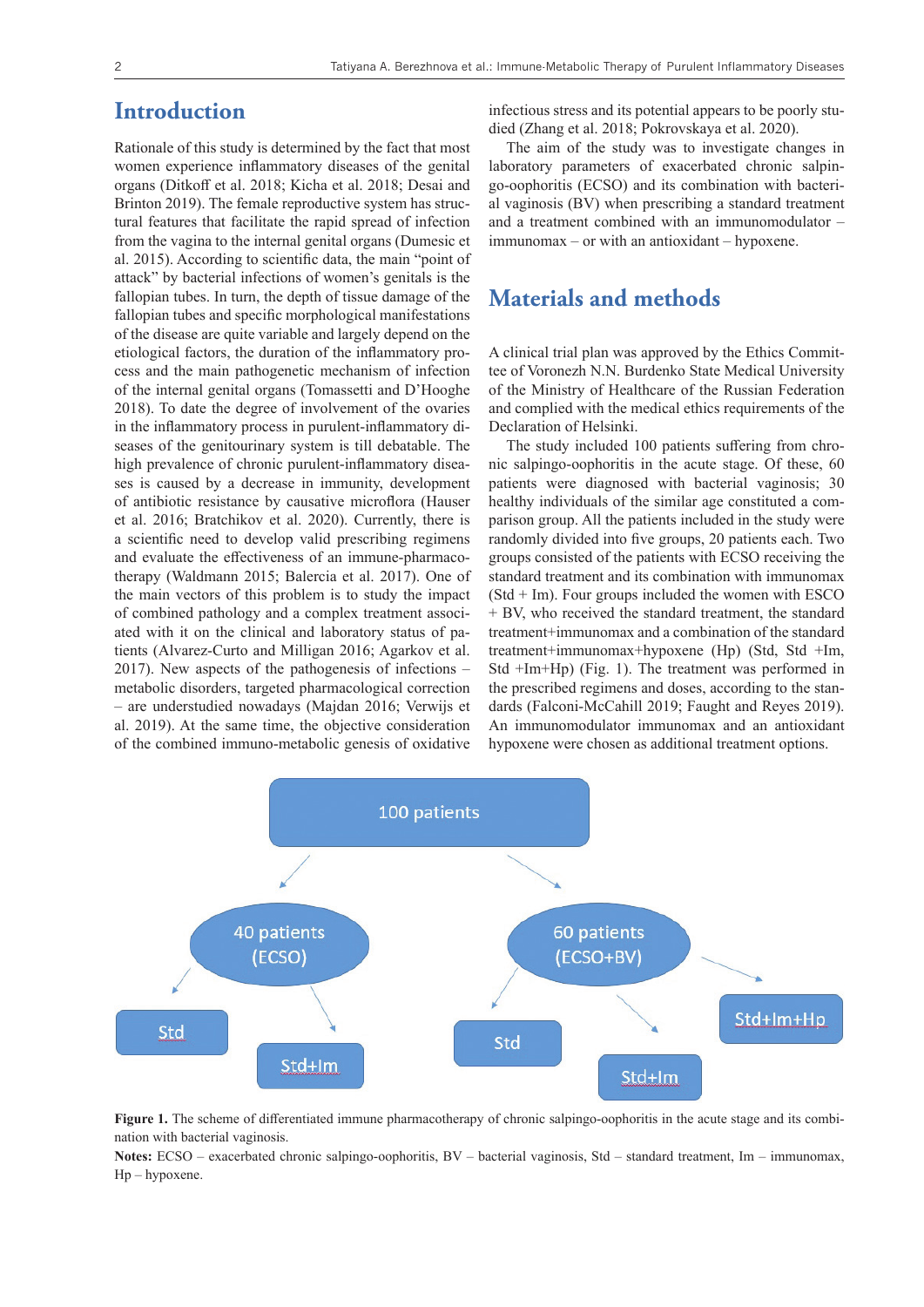## Introduction

Rationale of this study is determined by the fact that most women experience inflammatory diseases of the genital organs (Ditkoff et al. 2018; Kicha et al. 2018; Desai and Brinton 2019). The female reproductive system has structural features that facilitate the rapid spread of infection from the vagina to the internal genital organs (Dumesic et al. 2015). According to scientific data, the main "point of attack" by bacterial infections of women's genitals is the fallopian tubes. In turn, the depth of tissue damage of the fallopian tubes and specific morphological manifestations of the disease are quite variable and largely depend on the etiological factors, the duration of the inflammatory process and the main pathogenetic mechanism of infection of the internal genital organs (Tomassetti and D'Hooghe 2018). To date the degree of involvement of the ovaries in the inflammatory process in purulent-inflammatory diseases of the genitourinary system is till debatable. The high prevalence of chronic purulent-inflammatory diseases is caused by a decrease in immunity, development of antibiotic resistance by causative microflora (Hauser et al. 2016; Bratchikov et al. 2020). Currently, there is a scientific need to develop valid prescribing regimens and evaluate the effectiveness of an immune-pharmacotherapy (Waldmann 2015; Balercia et al. 2017). One of the main vectors of this problem is to study the impact of combined pathology and a complex treatment associated with it on the clinical and laboratory status of patients (Alvarez-Curto and Milligan 2016; Agarkov et al. 2017). New aspects of the pathogenesis of infections – metabolic disorders, targeted pharmacological correction – are understudied nowadays (Majdan 2016; Verwijs et al. 2019). At the same time, the objective consideration of the combined immuno-metabolic genesis of oxidative infectious stress and its potential appears to be poorly studied (Zhang et al. 2018; Pokrovskaya et al. 2020).

The aim of the study was to investigate changes in laboratory parameters of exacerbated chronic salpingo-oophoritis (ECSO) and its combination with bacterial vaginosis (BV) when prescribing a standard treatment and a treatment combined with an immunomodulator – immunomax – or with an antioxidant – hypoxene.

## Materials and methods

A clinical trial plan was approved by the Ethics Committee of Voronezh N.N. Burdenko State Medical University of the Ministry of Healthcare of the Russian Federation and complied with the medical ethics requirements of the Declaration of Helsinki.

The study included 100 patients suffering from chronic salpingo-oophoritis in the acute stage. Of these, 60 patients were diagnosed with bacterial vaginosis; 30 healthy individuals of the similar age constituted a comparison group. All the patients included in the study were randomly divided into five groups, 20 patients each. Two groups consisted of the patients with ECSO receiving the standard treatment and its combination with immunomax (Std + Im). Four groups included the women with ESCO + BV, who received the standard treatment, the standard treatment+immunomax and a combination of the standard treatment+immunomax+hypoxene (Hp) (Std, Std +Im, Std +Im+Hp) (Fig. 1). The treatment was performed in the prescribed regimens and doses, according to the standards (Falconi-McCahill 2019; Faught and Reyes 2019). An immunomodulator immunomax and an antioxidant hypoxene were chosen as additional treatment options.

**Figure 1.** The scheme of differentiated immune pharmacotherapy of chronic salpingo-oophoritis in the acute stage and its combination with bacterial vaginosis.

**Notes:** ECSO – exacerbated chronic salpingo-oophoritis, BV – bacterial vaginosis, Std – standard treatment, Im – immunomax, Hp – hypoxene.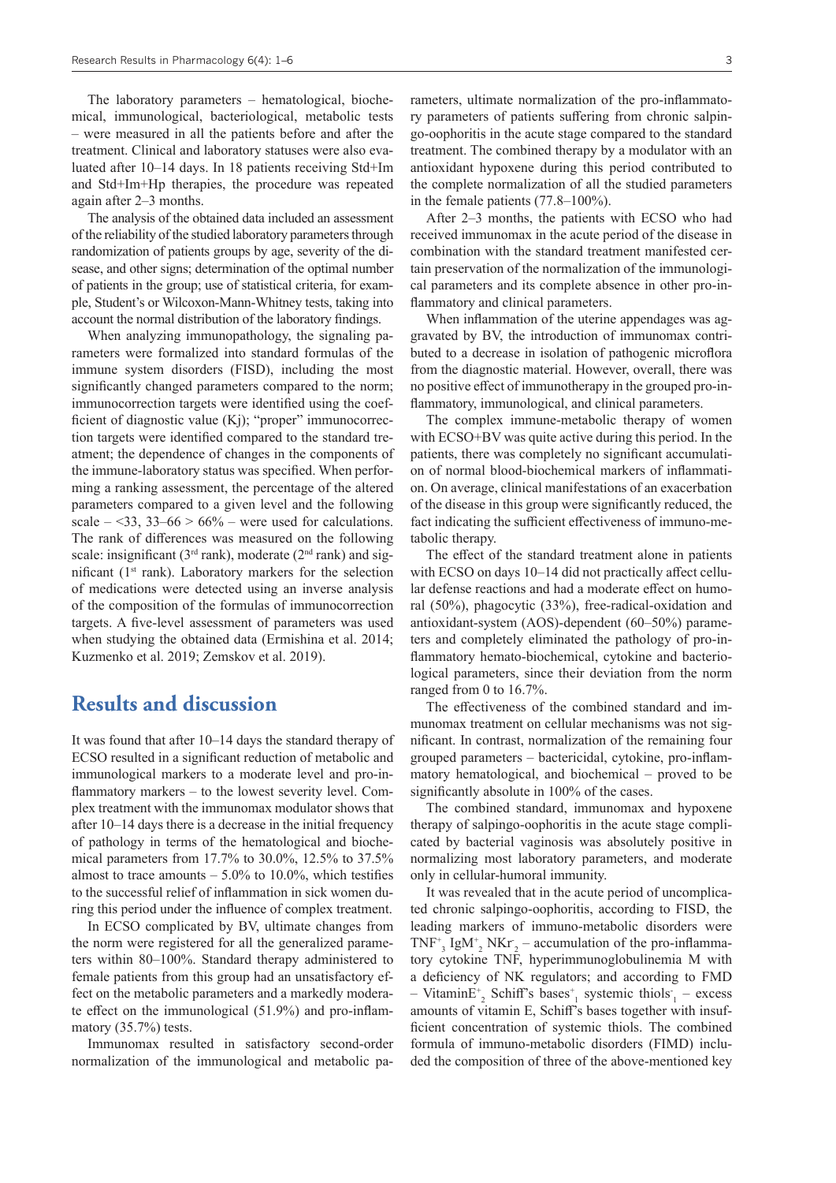The laboratory parameters – hematological, biochemical, immunological, bacteriological, metabolic tests – were measured in all the patients before and after the treatment. Clinical and laboratory statuses were also evaluated after 10–14 days. In 18 patients receiving Std+Im and Std+Im+Hp therapies, the procedure was repeated again after 2–3 months.

The analysis of the obtained data included an assessment of the reliability of the studied laboratory parameters through randomization of patients groups by age, severity of the disease, and other signs; determination of the optimal number of patients in the group; use of statistical criteria, for example, Student's or Wilcoxon-Mann-Whitney tests, taking into account the normal distribution of the laboratory findings.

When analyzing immunopathology, the signaling parameters were formalized into standard formulas of the immune system disorders (FISD), including the most significantly changed parameters compared to the norm; immunocorrection targets were identified using the coefficient of diagnostic value (Kj); "proper" immunocorrection targets were identified compared to the standard treatment; the dependence of changes in the components of the immune-laboratory status was specified. When performing a ranking assessment, the percentage of the altered parameters compared to a given level and the following scale – <33, 33–66 > 66% – were used for calculations. The rank of differences was measured on the following scale: insignificant (3rd rank), moderate (2nd rank) and significant (1st rank). Laboratory markers for the selection of medications were detected using an inverse analysis of the composition of the formulas of immunocorrection targets. A five-level assessment of parameters was used when studying the obtained data (Ermishina et al. 2014; Kuzmenko et al. 2019; Zemskov et al. 2019).

## Results and discussion

It was found that after 10–14 days the standard therapy of ECSO resulted in a significant reduction of metabolic and immunological markers to a moderate level and pro-inflammatory markers – to the lowest severity level. Complex treatment with the immunomax modulator shows that after 10–14 days there is a decrease in the initial frequency of pathology in terms of the hematological and biochemical parameters from 17.7% to 30.0%, 12.5% to 37.5% almost to trace amounts – 5.0% to 10.0%, which testifies to the successful relief of inflammation in sick women during this period under the influence of complex treatment.

In ECSO complicated by BV, ultimate changes from the norm were registered for all the generalized parameters within 80–100%. Standard therapy administered to female patients from this group had an unsatisfactory effect on the metabolic parameters and a markedly moderate effect on the immunological (51.9%) and pro-inflammatory (35.7%) tests.

Immunomax resulted in satisfactory second-order normalization of the immunological and metabolic parameters, ultimate normalization of the pro-inflammatory parameters of patients suffering from chronic salpingo-oophoritis in the acute stage compared to the standard treatment. The combined therapy by a modulator with an antioxidant hypoxene during this period contributed to the complete normalization of all the studied parameters in the female patients (77.8–100%).

After 2–3 months, the patients with ECSO who had received immunomax in the acute period of the disease in combination with the standard treatment manifested certain preservation of the normalization of the immunological parameters and its complete absence in other pro-inflammatory and clinical parameters.

When inflammation of the uterine appendages was aggravated by BV, the introduction of immunomax contributed to a decrease in isolation of pathogenic microflora from the diagnostic material. However, overall, there was no positive effect of immunotherapy in the grouped pro-inflammatory, immunological, and clinical parameters.

The complex immune-metabolic therapy of women with ECSO+BV was quite active during this period. In the patients, there was completely no significant accumulation of normal blood-biochemical markers of inflammation. On average, clinical manifestations of an exacerbation of the disease in this group were significantly reduced, the fact indicating the sufficient effectiveness of immuno-metabolic therapy.

The effect of the standard treatment alone in patients with ECSO on days 10–14 did not practically affect cellular defense reactions and had a moderate effect on humoral (50%), phagocytic (33%), free-radical-oxidation and antioxidant-system (AOS)-dependent (60–50%) parameters and completely eliminated the pathology of pro-inflammatory hemato-biochemical, cytokine and bacteriological parameters, since their deviation from the norm ranged from 0 to 16.7%.

The effectiveness of the combined standard and immunomax treatment on cellular mechanisms was not significant. In contrast, normalization of the remaining four grouped parameters – bactericidal, cytokine, pro-inflammatory hematological, and biochemical – proved to be significantly absolute in 100% of the cases.

The combined standard, immunomax and hypoxene therapy of salpingo-oophoritis in the acute stage complicated by bacterial vaginosis was absolutely positive in normalizing most laboratory parameters, and moderate only in cellular-humoral immunity.

It was revealed that in the acute period of uncomplicated chronic salpingo-oophoritis, according to FISD, the leading markers of immuno-metabolic disorders were $TNF^{+}_{3}$ $IgM^{+}_{2}$ $NKr^{-}_{2}$ – accumulation of the pro-inflammatory cytokine TNF, hyperimmunoglobulinemia M with a deficiency of NK regulators; and according to FMD – $VitaminE^{+}_{2}$ Schiff's $bases^{+}_{1}$ systemic $thiols^{-}_{1}$ – excess amounts of vitamin E, Schiff's bases together with insufficient concentration of systemic thiols. The combined formula of immuno-metabolic disorders (FIMD) included the composition of three of the above-mentioned key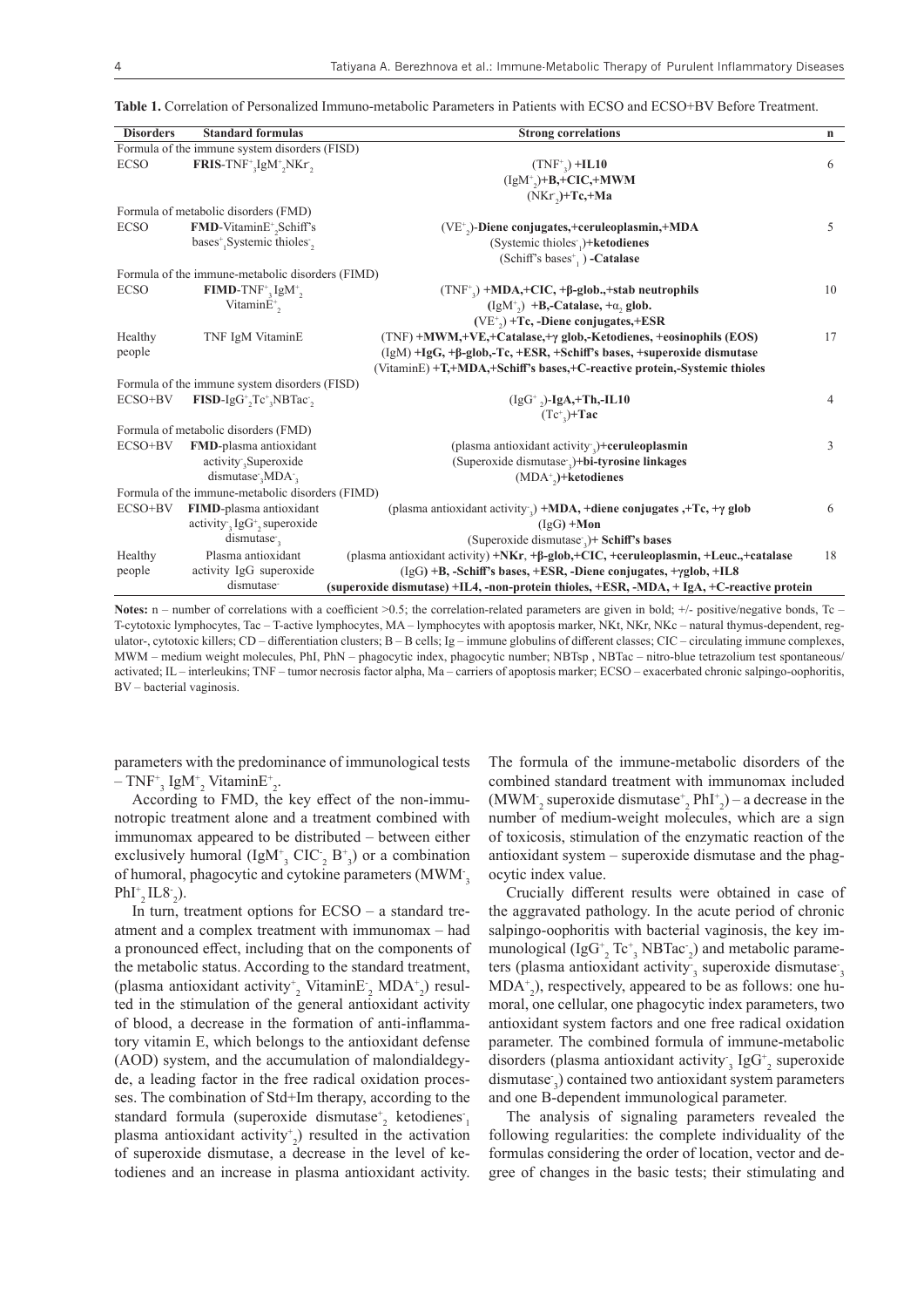**Table 1.** Correlation of Personalized Immuno-metabolic Parameters in Patients with ECSO and ECSO+BV Before Treatment.

| Disorders | Standard formulas | Strong correlations | n |
|---|---|---|---|
| Formula of the immune system disorders (FISD) | | | |
| ECSO | **FRIS**-$TNF^{+}_{3}IgM^{+}_{2}NKr^{-}_{2}$ | $(TNF^{+}_{3})$ **+IL10**<br>$(IgM^{+}_{2})$**+B,+CIC,+MWM**<br>$(NKr^{-}_{2})$**+Tc,+Ma** | 6 |
| Formula of metabolic disorders (FMD) | | | |
| ECSO | **FMD**-$VitaminE^{+}_{2}$Schiff's $bases^{+}_{1}$Systemic $thioles^{-}_{2}$ | $(VE^{+}_{2})$**-Diene conjugates,+ceruleoplasmin,+MDA**<br>(Systemic $thioles^{-}_{1}$)**+ketodienes**<br>(Schiff's $bases^{+}_{1}$) **-Catalase** | 5 |
| Formula of the immune-metabolic disorders (FIMD) | | | |
| ECSO | **FIMD**-$TNF^{+}_{3}IgM^{+}_{2}$ $VitaminE^{+}_{2}$ | $(TNF^{+}_{3})$ **+MDA,+CIC, +β-glob.,+stab neutrophils**<br>$(IgM^{+}_{2})$ **+B,-Catalase, +$\alpha_2$ glob.**<br>$(VE^{+}_{2})$ **+Tc, -Diene conjugates,+ESR** | 10 |
| Healthy people | TNF IgM VitaminE | (TNF) **+MWM,+VE,+Catalase,+γ glob,-Ketodienes, +eosinophils (EOS)**<br>(IgM) **+IgG, +β-glob,-Tc, +ESR, +Schiff's bases, +superoxide dismutase**<br>(VitaminE) **+T,+MDA,+Schiff's bases,+C-reactive protein,-Systemic thioles** | 17 |
| Formula of the immune system disorders (FISD) | | | |
| ECSO+BV | **FISD**-$IgG^{+}_{2}Tc^{+}_{3}NBTac^{-}_{2}$ | $(IgG^{+}_{2})$**-IgA,+Th,-IL10**<br>$(Tc^{+}_{3})$**+Tac** | 4 |
| Formula of metabolic disorders (FMD) | | | |
| ECSO+BV | **FMD**-plasma antioxidant $activity^{-}_{3}$Superoxide $dismutase^{-}_{3}MDA^{-}_{3}$ | (plasma antioxidant $activity^{-}_{3}$)**+ceruleoplasmin**<br>(Superoxide $dismutase^{-}_{3}$)**+bi-tyrosine linkages**<br>$(MDA^{+}_{2})$**+ketodienes** | 3 |
| Formula of the immune-metabolic disorders (FIMD) | | | |
| ECSO+BV | **FIMD**-plasma antioxidant $activity^{-}_{3}$ $IgG^{+}_{2}$ superoxide $dismutase^{-}_{3}$ | (plasma antioxidant $activity^{-}_{3}$) **+MDA, +diene conjugates ,+Tc, +γ glob**<br>(IgG) **+Mon**<br>(Superoxide $dismutase^{-}_{3}$)**+ Schiff's bases** | 6 |
| Healthy people | Plasma antioxidant activity IgG superoxide $dismutase^{-}$ | (plasma antioxidant activity) **+NKr, +β-glob,+CIC, +ceruleoplasmin, +Leuc.,+catalase**<br>(IgG) **+B, -Schiff's bases, +ESR, -Diene conjugates, +γglob, +IL8**<br>**(superoxide dismutase) +IL4, -non-protein thioles, +ESR, -MDA, + IgA, +C-reactive protein** | 18 |

**Notes:** n – number of correlations with a coefficient >0.5; the correlation-related parameters are given in bold; +/- positive/negative bonds, Tc – T-cytotoxic lymphocytes, Tac – T-active lymphocytes, MA – lymphocytes with apoptosis marker, NKt, NKr, NKc – natural thymus-dependent, regulator-, cytotoxic killers; CD – differentiation clusters; B – B cells; Ig – immune globulins of different classes; CIC – circulating immune complexes, MWM – medium weight molecules, PhI, PhN – phagocytic index, phagocytic number; NBTsp , NBTac – nitro-blue tetrazolium test spontaneous/activated; IL – interleukins; TNF – tumor necrosis factor alpha, Ma – carriers of apoptosis marker; ECSO – exacerbated chronic salpingo-oophoritis, BV – bacterial vaginosis.

parameters with the predominance of immunological tests – $TNF^{+}_{3}$ $IgM^{+}_{2}$ $VitaminE^{+}_{2}$.

According to FMD, the key effect of the non-immunotropic treatment alone and a treatment combined with immunomax appeared to be distributed – between either exclusively humoral ($IgM^{+}_{3}$ $CIC^{-}_{2}$ $B^{+}_{3}$) or a combination of humoral, phagocytic and cytokine parameters ($MWM^{-}_{3}$ $PhI^{+}_{2}$ $IL8^{-}_{2}$).

In turn, treatment options for ECSO – a standard treatment and a complex treatment with immunomax – had a pronounced effect, including that on the components of the metabolic status. According to the standard treatment, (plasma antioxidant $activity^{+}_{2}$ $VitaminE^{-}_{2}$ $MDA^{+}_{2}$) resulted in the stimulation of the general antioxidant activity of blood, a decrease in the formation of anti-inflammatory vitamin E, which belongs to the antioxidant defense (AOD) system, and the accumulation of malondialdegyde, a leading factor in the free radical oxidation processes. The combination of Std+Im therapy, according to the standard formula (superoxide $dismutase^{+}_{2}$ $ketodienes^{-}_{1}$ plasma antioxidant $activity^{+}_{2}$) resulted in the activation of superoxide dismutase, a decrease in the level of ketodienes and an increase in plasma antioxidant activity. The formula of the immune-metabolic disorders of the combined standard treatment with immunomax included ($MWM^{-}_{2}$ superoxide $dismutase^{+}_{2}$ $PhI^{+}_{2}$) – a decrease in the number of medium-weight molecules, which are a sign of toxicosis, stimulation of the enzymatic reaction of the antioxidant system – superoxide dismutase and the phagocytic index value.

Crucially different results were obtained in case of the aggravated pathology. In the acute period of chronic salpingo-oophoritis with bacterial vaginosis, the key immunological ($IgG^{+}_{2}$ $Tc^{+}_{3}$ $NBTac^{-}_{2}$) and metabolic parameters (plasma antioxidant $activity^{-}_{3}$ superoxide $dismutase^{-}_{3}$ $MDA^{+}_{2}$), respectively, appeared to be as follows: one humoral, one cellular, one phagocytic index parameters, two antioxidant system factors and one free radical oxidation parameter. The combined formula of immune-metabolic disorders (plasma antioxidant $activity^{-}_{3}$ $IgG^{+}_{2}$ superoxide $dismutase^{-}_{3}$) contained two antioxidant system parameters and one B-dependent immunological parameter.

The analysis of signaling parameters revealed the following regularities: the complete individuality of the formulas considering the order of location, vector and degree of changes in the basic tests; their stimulating and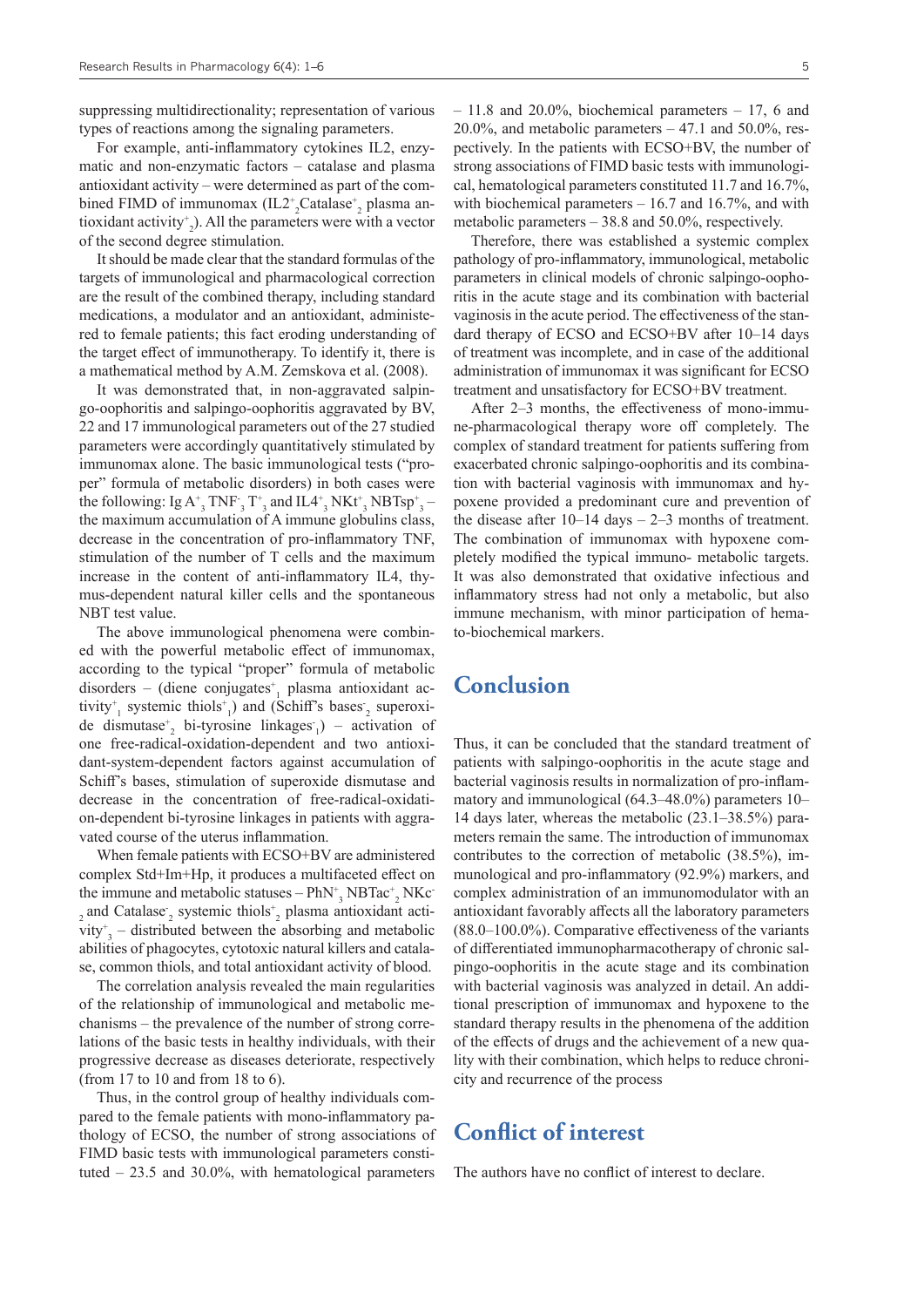suppressing multidirectionality; representation of various types of reactions among the signaling parameters.

For example, anti-inflammatory cytokines IL2, enzymatic and non-enzymatic factors – catalase and plasma antioxidant activity – were determined as part of the combined FIMD of immunomax ($IL2^{+}_{2}$$Catalase^{+}_{2}$ plasma antioxidant $activity^{+}_{2}$). All the parameters were with a vector of the second degree stimulation.

It should be made clear that the standard formulas of the targets of immunological and pharmacological correction are the result of the combined therapy, including standard medications, a modulator and an antioxidant, administered to female patients; this fact eroding understanding of the target effect of immunotherapy. To identify it, there is a mathematical method by A.M. Zemskova et al. (2008).

It was demonstrated that, in non-aggravated salpingo-oophoritis and salpingo-oophoritis aggravated by BV, 22 and 17 immunological parameters out of the 27 studied parameters were accordingly quantitatively stimulated by immunomax alone. The basic immunological tests ("proper" formula of metabolic disorders) in both cases were the following: $Ig\,A^{+}_{3}$ $TNF^{-}_{3}$ $T^{+}_{3}$ and $IL4^{+}_{3}$ $NKt^{+}_{3}$ $NBTsp^{+}_{3}$ – the maximum accumulation of A immune globulins class, decrease in the concentration of pro-inflammatory TNF, stimulation of the number of T cells and the maximum increase in the content of anti-inflammatory IL4, thymus-dependent natural killer cells and the spontaneous NBT test value.

The above immunological phenomena were combined with the powerful metabolic effect of immunomax, according to the typical "proper" formula of metabolic disorders – (diene $conjugates^{+}_{1}$ plasma antioxidant $activity^{+}_{1}$ systemic $thiols^{+}_{1}$) and (Schiff's $bases^{-}_{2}$ superoxide $dismutase^{+}_{2}$ bi-tyrosine $linkages^{-}_{1}$) – activation of one free-radical-oxidation-dependent and two antioxidant-system-dependent factors against accumulation of Schiff's bases, stimulation of superoxide dismutase and decrease in the concentration of free-radical-oxidation-dependent bi-tyrosine linkages in patients with aggravated course of the uterus inflammation.

When female patients with ECSO+BV are administered complex Std+Im+Hp, it produces a multifaceted effect on the immune and metabolic statuses – $PhN^{+}_{3}$ $NBTac^{+}_{2}$ $NKc^{-}_{2}$ and $Catalase^{-}_{2}$ systemic $thiols^{+}_{2}$ plasma antioxidant $activity^{+}_{3}$ – distributed between the absorbing and metabolic abilities of phagocytes, cytotoxic natural killers and catalase, common thiols, and total antioxidant activity of blood.

The correlation analysis revealed the main regularities of the relationship of immunological and metabolic mechanisms – the prevalence of the number of strong correlations of the basic tests in healthy individuals, with their progressive decrease as diseases deteriorate, respectively (from 17 to 10 and from 18 to 6).

Thus, in the control group of healthy individuals compared to the female patients with mono-inflammatory pathology of ECSO, the number of strong associations of FIMD basic tests with immunological parameters constituted – 23.5 and 30.0%, with hematological parameters – 11.8 and 20.0%, biochemical parameters – 17, 6 and 20.0%, and metabolic parameters – 47.1 and 50.0%, respectively. In the patients with ECSO+BV, the number of strong associations of FIMD basic tests with immunological, hematological parameters constituted 11.7 and 16.7%, with biochemical parameters – 16.7 and 16.7%, and with metabolic parameters – 38.8 and 50.0%, respectively.

Therefore, there was established a systemic complex pathology of pro-inflammatory, immunological, metabolic parameters in clinical models of chronic salpingo-oophoritis in the acute stage and its combination with bacterial vaginosis in the acute period. The effectiveness of the standard therapy of ECSO and ECSO+BV after 10–14 days of treatment was incomplete, and in case of the additional administration of immunomax it was significant for ECSO treatment and unsatisfactory for ECSO+BV treatment.

After 2–3 months, the effectiveness of mono-immune-pharmacological therapy wore off completely. The complex of standard treatment for patients suffering from exacerbated chronic salpingo-oophoritis and its combination with bacterial vaginosis with immunomax and hypoxene provided a predominant cure and prevention of the disease after 10–14 days – 2–3 months of treatment. The combination of immunomax with hypoxene completely modified the typical immuno- metabolic targets. It was also demonstrated that oxidative infectious and inflammatory stress had not only a metabolic, but also immune mechanism, with minor participation of hemato-biochemical markers.

# Conclusion

Thus, it can be concluded that the standard treatment of patients with salpingo-oophoritis in the acute stage and bacterial vaginosis results in normalization of pro-inflammatory and immunological (64.3–48.0%) parameters 10–14 days later, whereas the metabolic (23.1–38.5%) parameters remain the same. The introduction of immunomax contributes to the correction of metabolic (38.5%), immunological and pro-inflammatory (92.9%) markers, and complex administration of an immunomodulator with an antioxidant favorably affects all the laboratory parameters (88.0–100.0%). Comparative effectiveness of the variants of differentiated immunopharmacotherapy of chronic salpingo-oophoritis in the acute stage and its combination with bacterial vaginosis was analyzed in detail. An additional prescription of immunomax and hypoxene to the standard therapy results in the phenomena of the addition of the effects of drugs and the achievement of a new quality with their combination, which helps to reduce chronicity and recurrence of the process

# Conflict of interest

The authors have no conflict of interest to declare.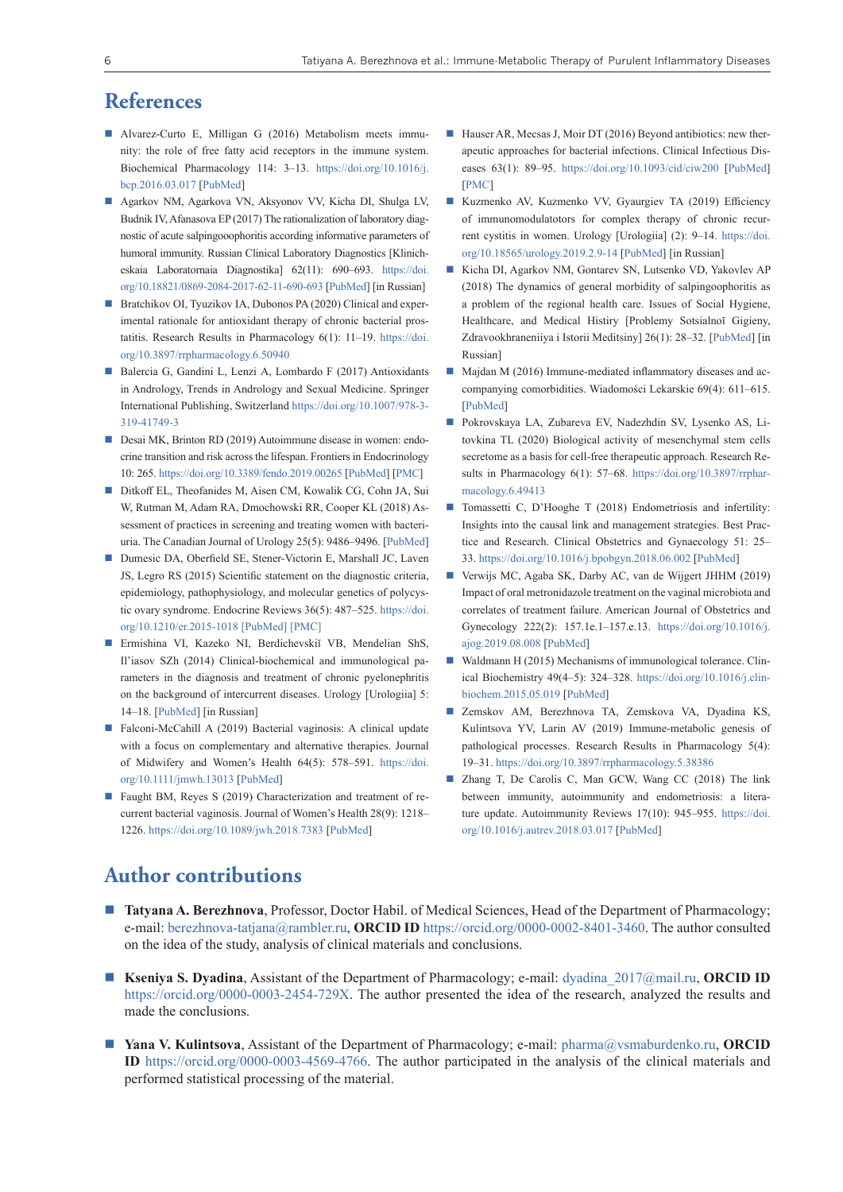## References

- Alvarez-Curto E, Milligan G (2016) Metabolism meets immunity: the role of free fatty acid receptors in the immune system. Biochemical Pharmacology 114: 3–13. https://doi.org/10.1016/j.bcp.2016.03.017 [PubMed]
- Agarkov NM, Agarkova VN, Aksyonov VV, Kicha DI, Shulga LV, Budnik IV, Afanasova EP (2017) The rationalization of laboratory diagnostic of acute salpingooophoritis according informative parameters of humoral immunity. Russian Clinical Laboratory Diagnostics [Klinicheskaia Laboratornaia Diagnostika] 62(11): 690–693. https://doi.org/10.18821/0869-2084-2017-62-11-690-693 [PubMed] [in Russian]
- Bratchikov OI, Tyuzikov IA, Dubonos PA (2020) Clinical and experimental rationale for antioxidant therapy of chronic bacterial prostatitis. Research Results in Pharmacology 6(1): 11–19. https://doi.org/10.3897/rrpharmacology.6.50940
- Balercia G, Gandini L, Lenzi A, Lombardo F (2017) Antioxidants in Andrology, Trends in Andrology and Sexual Medicine. Springer International Publishing, Switzerland https://doi.org/10.1007/978-3-319-41749-3
- Desai MK, Brinton RD (2019) Autoimmune disease in women: endocrine transition and risk across the lifespan. Frontiers in Endocrinology 10: 265. https://doi.org/10.3389/fendo.2019.00265 [PubMed] [PMC]
- Ditkoff EL, Theofanides M, Aisen CM, Kowalik CG, Cohn JA, Sui W, Rutman M, Adam RA, Dmochowski RR, Cooper KL (2018) Assessment of practices in screening and treating women with bacteriuria. The Canadian Journal of Urology 25(5): 9486–9496. [PubMed]
- Dumesic DA, Oberfield SE, Stener-Victorin E, Marshall JC, Laven JS, Legro RS (2015) Scientific statement on the diagnostic criteria, epidemiology, pathophysiology, and molecular genetics of polycystic ovary syndrome. Endocrine Reviews 36(5): 487–525. https://doi.org/10.1210/er.2015-1018 [PubMed] [PMC]
- Ermishina VI, Kazeko NI, Berdichevskiĭ VB, Mendelian ShS, Il'iasov SZh (2014) Clinical-biochemical and immunological parameters in the diagnosis and treatment of chronic pyelonephritis on the background of intercurrent diseases. Urology [Urologiia] 5: 14–18. [PubMed] [in Russian]
- Falconi-McCahill A (2019) Bacterial vaginosis: A clinical update with a focus on complementary and alternative therapies. Journal of Midwifery and Women's Health 64(5): 578–591. https://doi.org/10.1111/jmwh.13013 [PubMed]
- Faught BM, Reyes S (2019) Characterization and treatment of recurrent bacterial vaginosis. Journal of Women's Health 28(9): 1218–1226. https://doi.org/10.1089/jwh.2018.7383 [PubMed]
- Hauser AR, Mecsas J, Moir DT (2016) Beyond antibiotics: new therapeutic approaches for bacterial infections. Clinical Infectious Diseases 63(1): 89–95. https://doi.org/10.1093/cid/ciw200 [PubMed] [PMC]
- Kuzmenko AV, Kuzmenko VV, Gyaurgiev TA (2019) Efficiency of immunomodulatotors for complex therapy of chronic recurrent cystitis in women. Urology [Urologiia] (2): 9–14. https://doi.org/10.18565/urology.2019.2.9-14 [PubMed] [in Russian]
- Kicha DI, Agarkov NM, Gontarev SN, Lutsenko VD, Yakovlev AP (2018) The dynamics of general morbidity of salpingoophoritis as a problem of the regional health care. Issues of Social Hygiene, Healthcare, and Medical Histiry [Problemy Sotsialnoĭ Gigieny, Zdravookhraneniya i Istorii Meditsiny] 26(1): 28–32. [PubMed] [in Russian]
- Majdan M (2016) Immune-mediated inflammatory diseases and accompanying comorbidities. Wiadomości Lekarskie 69(4): 611–615. [PubMed]
- Pokrovskaya LA, Zubareva EV, Nadezhdin SV, Lysenko AS, Litovkina TL (2020) Biological activity of mesenchymal stem cells secretome as a basis for cell-free therapeutic approach. Research Results in Pharmacology 6(1): 57–68. https://doi.org/10.3897/rrpharmacology.6.49413
- Tomassetti C, D'Hooghe T (2018) Endometriosis and infertility: Insights into the causal link and management strategies. Best Practice and Research. Clinical Obstetrics and Gynaecology 51: 25–33. https://doi.org/10.1016/j.bpobgyn.2018.06.002 [PubMed]
- Verwijs MC, Agaba SK, Darby AC, van de Wijgert JHHM (2019) Impact of oral metronidazole treatment on the vaginal microbiota and correlates of treatment failure. American Journal of Obstetrics and Gynecology 222(2): 157.1e.1–157.e.13. https://doi.org/10.1016/j.ajog.2019.08.008 [PubMed]
- Waldmann H (2015) Mechanisms of immunological tolerance. Clinical Biochemistry 49(4–5): 324–328. https://doi.org/10.1016/j.clinbiochem.2015.05.019 [PubMed]
- Zemskov AM, Berezhnova TA, Zemskova VA, Dyadina KS, Kulintsova YV, Larin AV (2019) Immune-metabolic genesis of pathological processes. Research Results in Pharmacology 5(4): 19–31. https://doi.org/10.3897/rrpharmacology.5.38386
- Zhang T, De Carolis C, Man GCW, Wang CC (2018) The link between immunity, autoimmunity and endometriosis: a literature update. Autoimmunity Reviews 17(10): 945–955. https://doi.org/10.1016/j.autrev.2018.03.017 [PubMed]

## Author contributions

- **Tatyana A. Berezhnova**, Professor, Doctor Habil. of Medical Sciences, Head of the Department of Pharmacology; e-mail: berezhnova-tatjana@rambler.ru, **ORCID ID** https://orcid.org/0000-0002-8401-3460. The author consulted on the idea of the study, analysis of clinical materials and conclusions.
- **Kseniya S. Dyadina**, Assistant of the Department of Pharmacology; e-mail: dyadina_2017@mail.ru, **ORCID ID** https://orcid.org/0000-0003-2454-729X. The author presented the idea of the research, analyzed the results and made the conclusions.
- **Yana V. Kulintsova**, Assistant of the Department of Pharmacology; e-mail: pharma@vsmaburdenko.ru, **ORCID ID** https://orcid.org/0000-0003-4569-4766. The author participated in the analysis of the clinical materials and performed statistical processing of the material.